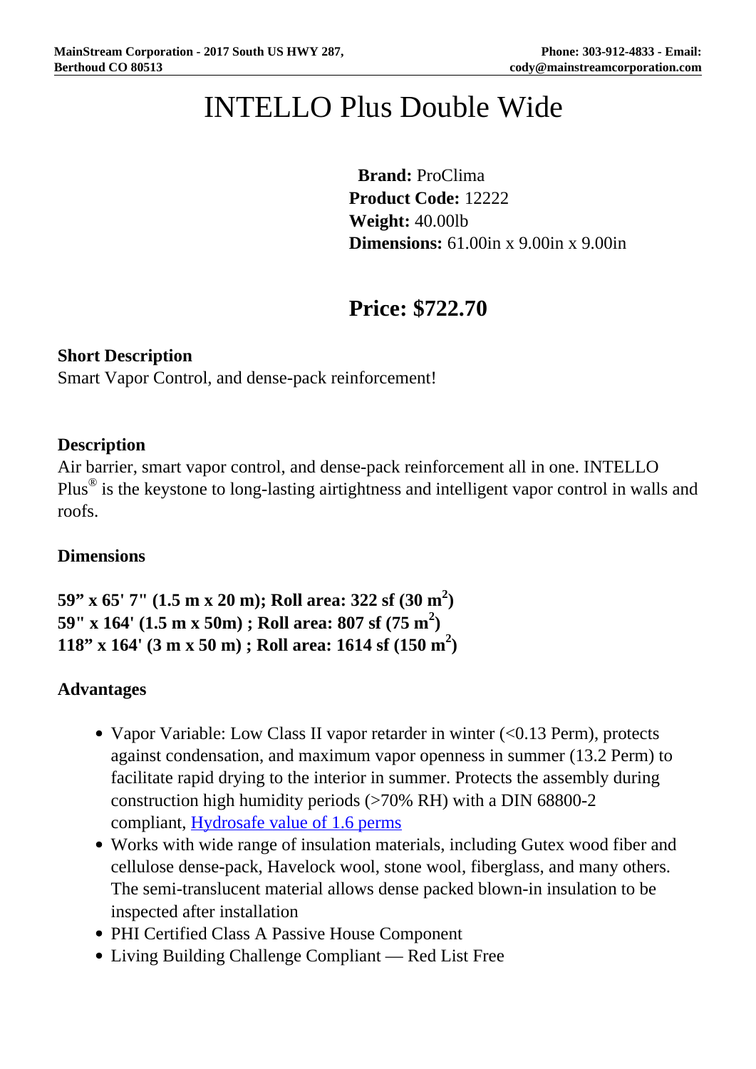# INTELLO Plus Double Wide

**Brand:** ProClima
**Product Code:** 12222
**Weight:** 40.00lb
**Dimensions:** 61.00in x 9.00in x 9.00in

## Price: $722.70

### Short Description

Smart Vapor Control, and dense-pack reinforcement!

### Description

Air barrier, smart vapor control, and dense-pack reinforcement all in one. INTELLO Plus® is the keystone to long-lasting airtightness and intelligent vapor control in walls and roofs.

### Dimensions

**59” x 65' 7" (1.5 m x 20 m); Roll area: 322 sf (30 m$^2$)**
**59" x 164' (1.5 m x 50m) ; Roll area: 807 sf (75 m$^2$)**
**118” x 164' (3 m x 50 m) ; Roll area: 1614 sf (150 m$^2$)**

### Advantages

- Vapor Variable: Low Class II vapor retarder in winter (<0.13 Perm), protects against condensation, and maximum vapor openness in summer (13.2 Perm) to facilitate rapid drying to the interior in summer. Protects the assembly during construction high humidity periods (>70% RH) with a DIN 68800-2 compliant, Hydrosafe value of 1.6 perms
- Works with wide range of insulation materials, including Gutex wood fiber and cellulose dense-pack, Havelock wool, stone wool, fiberglass, and many others. The semi-translucent material allows dense packed blown-in insulation to be inspected after installation
- PHI Certified Class A Passive House Component
- Living Building Challenge Compliant — Red List Free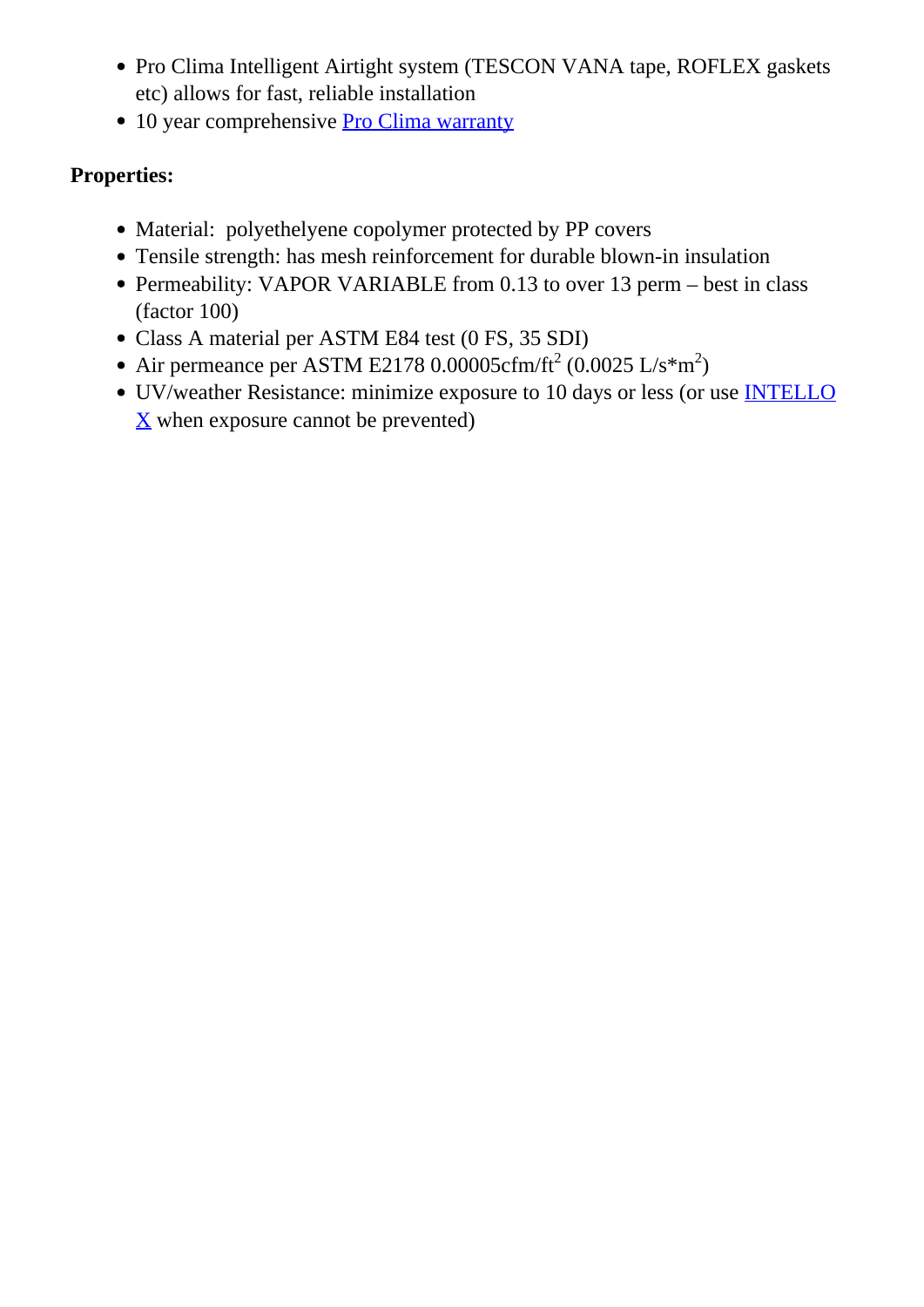- Pro Clima Intelligent Airtight system (TESCON VANA tape, ROFLEX gaskets etc) allows for fast, reliable installation
- 10 year comprehensive Pro Clima warranty

**Properties:**

- Material:  polyethelyene copolymer protected by PP covers
- Tensile strength: has mesh reinforcement for durable blown-in insulation
- Permeability: VAPOR VARIABLE from 0.13 to over 13 perm – best in class (factor 100)
- Class A material per ASTM E84 test (0 FS, 35 SDI)
- Air permeance per ASTM E2178 0.00005cfm/ft$^2$ (0.0025 L/s*m$^2$)
- UV/weather Resistance: minimize exposure to 10 days or less (or use INTELLO X when exposure cannot be prevented)